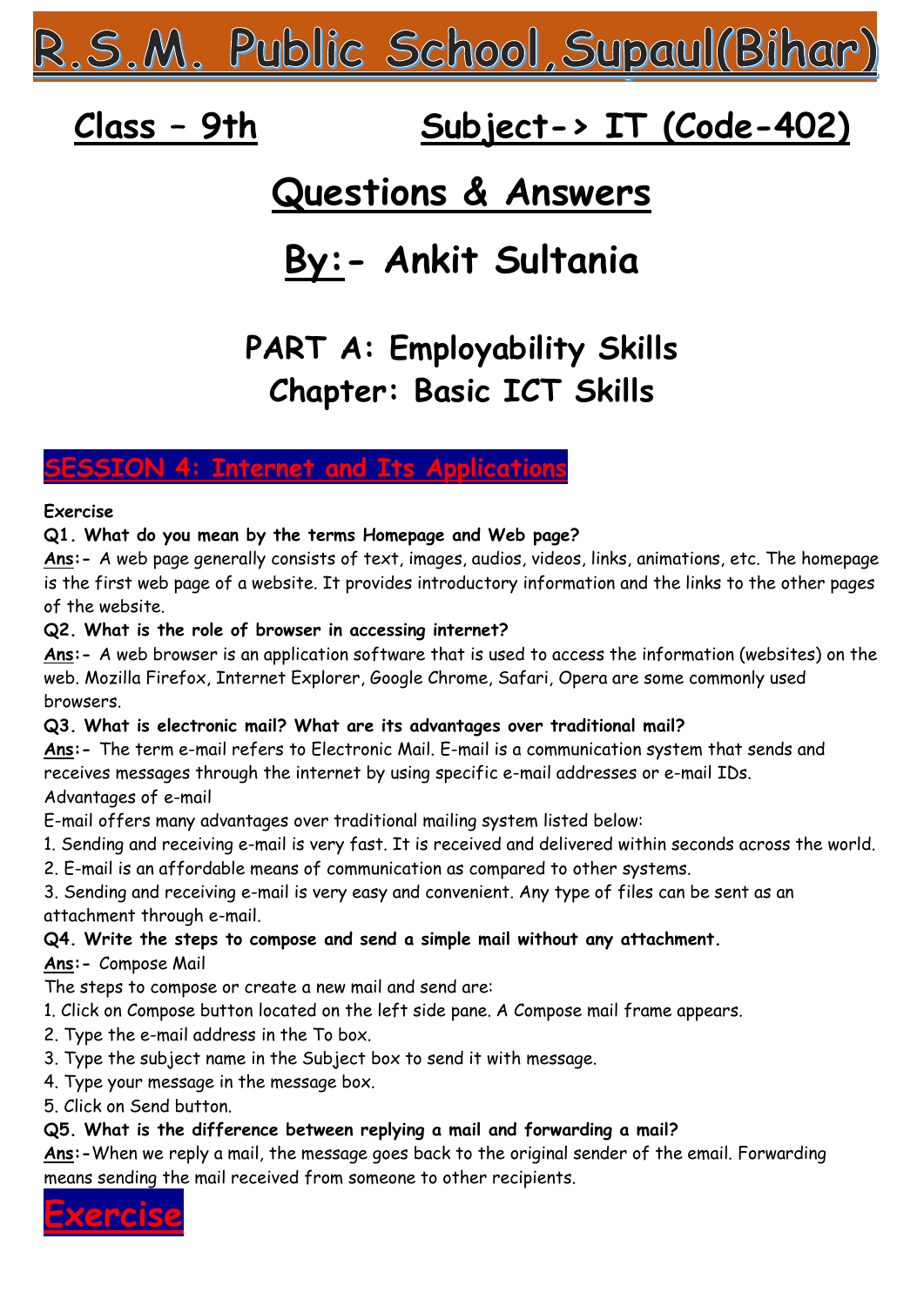# R.S.M. Public School, Supaul(Bihar)

## Class – 9th     Subject-> IT (Code-402)

# Questions & Answers

# By:- Ankit Sultania

## PART A: Employability Skills
## Chapter: Basic ICT Skills

### SESSION 4: Internet and Its Applications

**Exercise**

**Q1. What do you mean by the terms Homepage and Web page?**

**Ans:-** A web page generally consists of text, images, audios, videos, links, animations, etc. The homepage is the first web page of a website. It provides introductory information and the links to the other pages of the website.

**Q2. What is the role of browser in accessing internet?**

**Ans:-** A web browser is an application software that is used to access the information (websites) on the web. Mozilla Firefox, Internet Explorer, Google Chrome, Safari, Opera are some commonly used browsers.

**Q3. What is electronic mail? What are its advantages over traditional mail?**

**Ans:-** The term e-mail refers to Electronic Mail. E-mail is a communication system that sends and receives messages through the internet by using specific e-mail addresses or e-mail IDs.

Advantages of e-mail

E-mail offers many advantages over traditional mailing system listed below:

1. Sending and receiving e-mail is very fast. It is received and delivered within seconds across the world.
2. E-mail is an affordable means of communication as compared to other systems.
3. Sending and receiving e-mail is very easy and convenient. Any type of files can be sent as an attachment through e-mail.

**Q4. Write the steps to compose and send a simple mail without any attachment.**

**Ans:-** Compose Mail

The steps to compose or create a new mail and send are:

1. Click on Compose button located on the left side pane. A Compose mail frame appears.
2. Type the e-mail address in the To box.
3. Type the subject name in the Subject box to send it with message.
4. Type your message in the message box.
5. Click on Send button.

**Q5. What is the difference between replying a mail and forwarding a mail?**

**Ans:-**When we reply a mail, the message goes back to the original sender of the email. Forwarding means sending the mail received from someone to other recipients.

## Exercise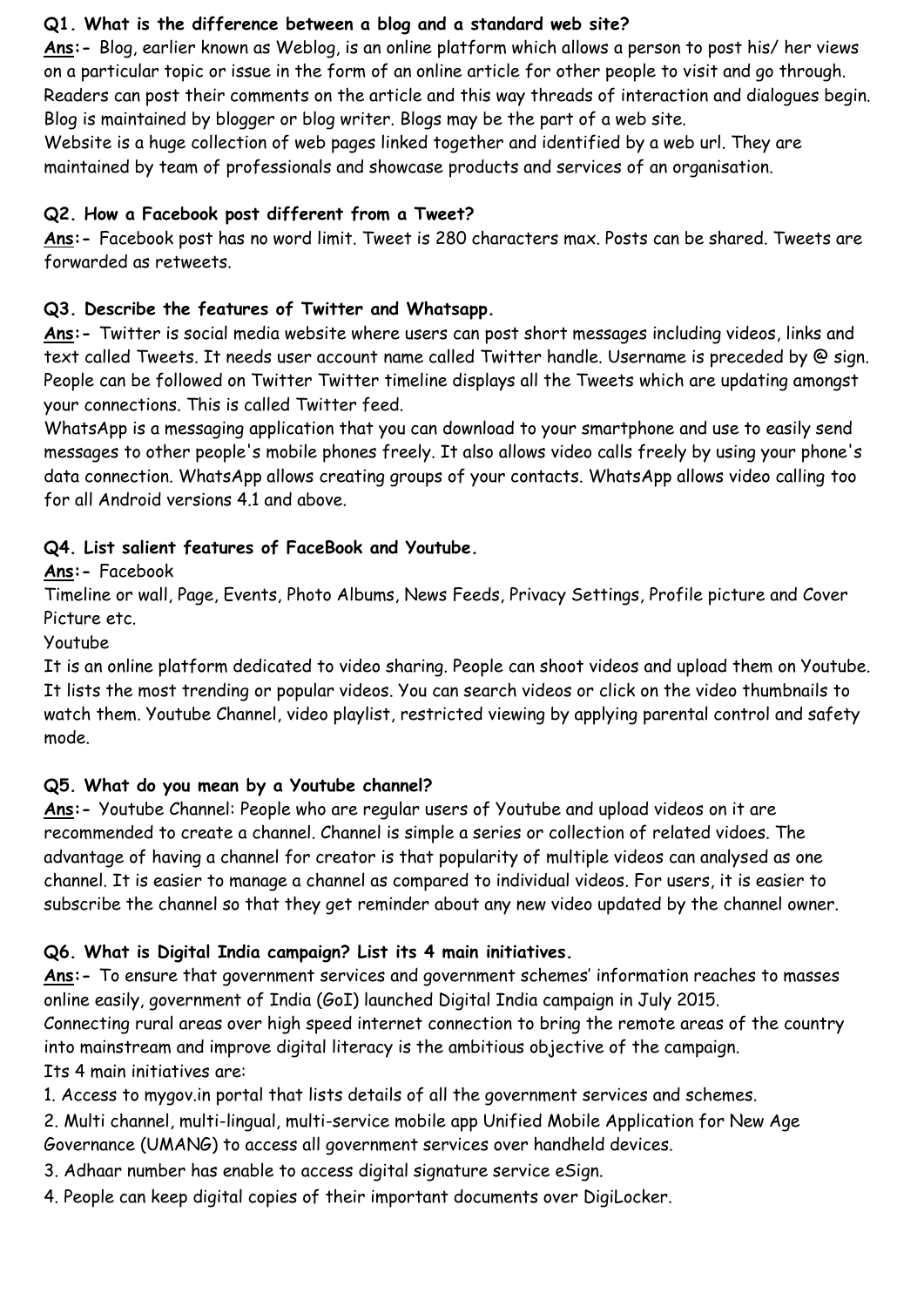**Q1. What is the difference between a blog and a standard web site?**

**Ans:-** Blog, earlier known as Weblog, is an online platform which allows a person to post his/ her views on a particular topic or issue in the form of an online article for other people to visit and go through. Readers can post their comments on the article and this way threads of interaction and dialogues begin. Blog is maintained by blogger or blog writer. Blogs may be the part of a web site.

Website is a huge collection of web pages linked together and identified by a web url. They are maintained by team of professionals and showcase products and services of an organisation.

**Q2. How a Facebook post different from a Tweet?**

**Ans:-** Facebook post has no word limit. Tweet is 280 characters max. Posts can be shared. Tweets are forwarded as retweets.

**Q3. Describe the features of Twitter and Whatsapp.**

**Ans:-** Twitter is social media website where users can post short messages including videos, links and text called Tweets. It needs user account name called Twitter handle. Username is preceded by @ sign. People can be followed on Twitter Twitter timeline displays all the Tweets which are updating amongst your connections. This is called Twitter feed.

WhatsApp is a messaging application that you can download to your smartphone and use to easily send messages to other people's mobile phones freely. It also allows video calls freely by using your phone's data connection. WhatsApp allows creating groups of your contacts. WhatsApp allows video calling too for all Android versions 4.1 and above.

**Q4. List salient features of FaceBook and Youtube.**

**Ans:-** Facebook

Timeline or wall, Page, Events, Photo Albums, News Feeds, Privacy Settings, Profile picture and Cover Picture etc.

Youtube

It is an online platform dedicated to video sharing. People can shoot videos and upload them on Youtube. It lists the most trending or popular videos. You can search videos or click on the video thumbnails to watch them. Youtube Channel, video playlist, restricted viewing by applying parental control and safety mode.

**Q5. What do you mean by a Youtube channel?**

**Ans:-** Youtube Channel: People who are regular users of Youtube and upload videos on it are recommended to create a channel. Channel is simple a series or collection of related vidoes. The advantage of having a channel for creator is that popularity of multiple videos can analysed as one channel. It is easier to manage a channel as compared to individual videos. For users, it is easier to subscribe the channel so that they get reminder about any new video updated by the channel owner.

**Q6. What is Digital India campaign? List its 4 main initiatives.**

**Ans:-** To ensure that government services and government schemes' information reaches to masses online easily, government of India (GoI) launched Digital India campaign in July 2015.

Connecting rural areas over high speed internet connection to bring the remote areas of the country into mainstream and improve digital literacy is the ambitious objective of the campaign.

Its 4 main initiatives are:

1. Access to mygov.in portal that lists details of all the government services and schemes.
2. Multi channel, multi-lingual, multi-service mobile app Unified Mobile Application for New Age Governance (UMANG) to access all government services over handheld devices.
3. Adhaar number has enable to access digital signature service eSign.
4. People can keep digital copies of their important documents over DigiLocker.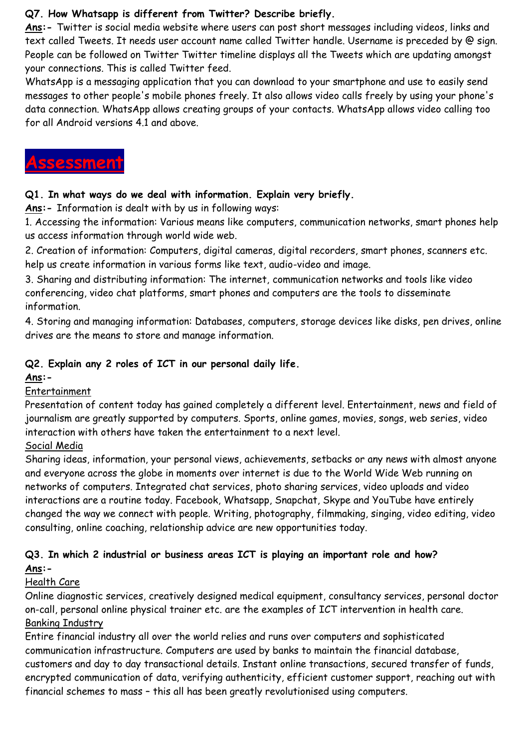**Q7. How Whatsapp is different from Twitter? Describe briefly.**

**Ans:-** Twitter is social media website where users can post short messages including videos, links and text called Tweets. It needs user account name called Twitter handle. Username is preceded by @ sign. People can be followed on Twitter Twitter timeline displays all the Tweets which are updating amongst your connections. This is called Twitter feed.

WhatsApp is a messaging application that you can download to your smartphone and use to easily send messages to other people's mobile phones freely. It also allows video calls freely by using your phone's data connection. WhatsApp allows creating groups of your contacts. WhatsApp allows video calling too for all Android versions 4.1 and above.

# Assessment

**Q1. In what ways do we deal with information. Explain very briefly.**

**Ans:-** Information is dealt with by us in following ways:

1. Accessing the information: Various means like computers, communication networks, smart phones help us access information through world wide web.
2. Creation of information: Computers, digital cameras, digital recorders, smart phones, scanners etc. help us create information in various forms like text, audio-video and image.
3. Sharing and distributing information: The internet, communication networks and tools like video conferencing, video chat platforms, smart phones and computers are the tools to disseminate information.
4. Storing and managing information: Databases, computers, storage devices like disks, pen drives, online drives are the means to store and manage information.

**Q2. Explain any 2 roles of ICT in our personal daily life.**

**Ans:-**

Entertainment

Presentation of content today has gained completely a different level. Entertainment, news and field of journalism are greatly supported by computers. Sports, online games, movies, songs, web series, video interaction with others have taken the entertainment to a next level.

Social Media

Sharing ideas, information, your personal views, achievements, setbacks or any news with almost anyone and everyone across the globe in moments over internet is due to the World Wide Web running on networks of computers. Integrated chat services, photo sharing services, video uploads and video interactions are a routine today. Facebook, Whatsapp, Snapchat, Skype and YouTube have entirely changed the way we connect with people. Writing, photography, filmmaking, singing, video editing, video consulting, online coaching, relationship advice are new opportunities today.

**Q3. In which 2 industrial or business areas ICT is playing an important role and how?**

**Ans:-**

Health Care

Online diagnostic services, creatively designed medical equipment, consultancy services, personal doctor on-call, personal online physical trainer etc. are the examples of ICT intervention in health care.

Banking Industry

Entire financial industry all over the world relies and runs over computers and sophisticated communication infrastructure. Computers are used by banks to maintain the financial database, customers and day to day transactional details. Instant online transactions, secured transfer of funds, encrypted communication of data, verifying authenticity, efficient customer support, reaching out with financial schemes to mass – this all has been greatly revolutionised using computers.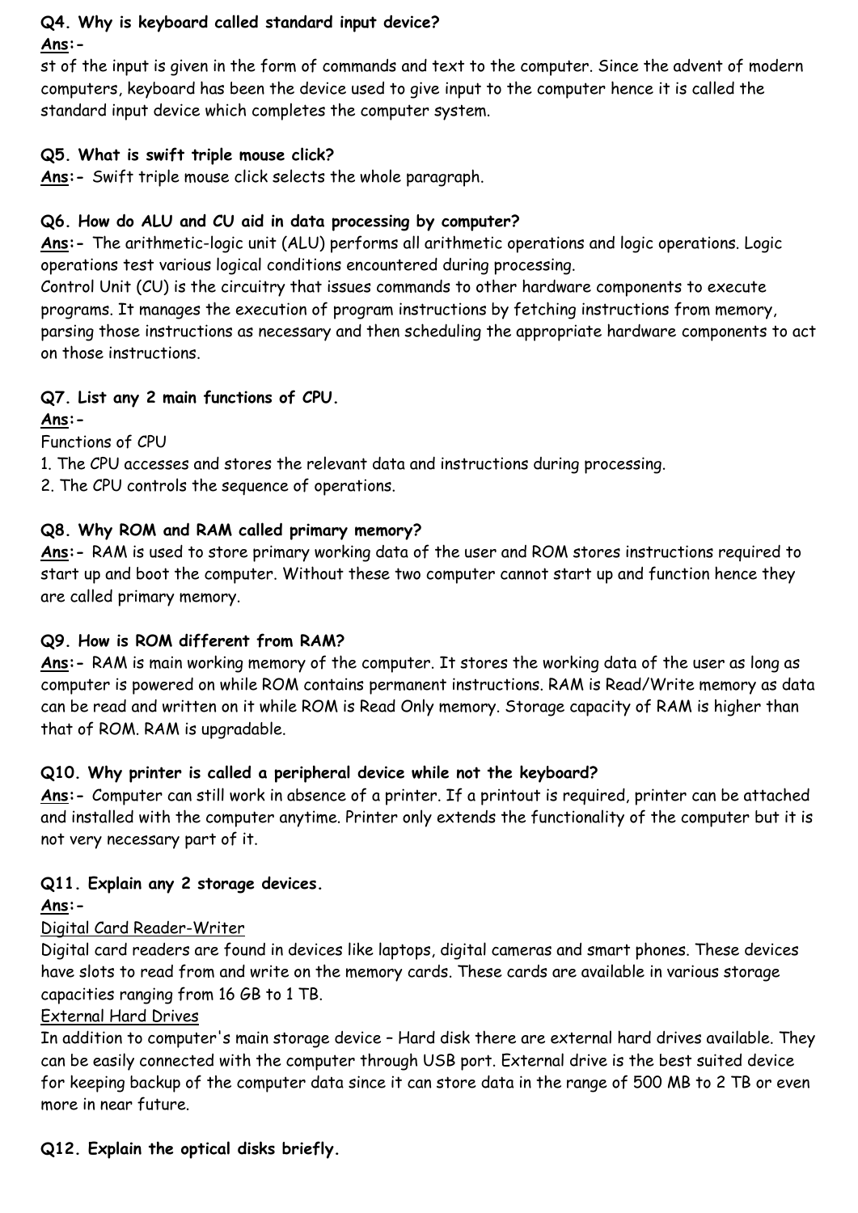**Q4. Why is keyboard called standard input device?**

**Ans:-**

st of the input is given in the form of commands and text to the computer. Since the advent of modern computers, keyboard has been the device used to give input to the computer hence it is called the standard input device which completes the computer system.

**Q5. What is swift triple mouse click?**

**Ans:-** Swift triple mouse click selects the whole paragraph.

**Q6. How do ALU and CU aid in data processing by computer?**

**Ans:-** The arithmetic-logic unit (ALU) performs all arithmetic operations and logic operations. Logic operations test various logical conditions encountered during processing.

Control Unit (CU) is the circuitry that issues commands to other hardware components to execute programs. It manages the execution of program instructions by fetching instructions from memory, parsing those instructions as necessary and then scheduling the appropriate hardware components to act on those instructions.

**Q7. List any 2 main functions of CPU.**

**Ans:-**

Functions of CPU

1. The CPU accesses and stores the relevant data and instructions during processing.
2. The CPU controls the sequence of operations.

**Q8. Why ROM and RAM called primary memory?**

**Ans:-** RAM is used to store primary working data of the user and ROM stores instructions required to start up and boot the computer. Without these two computer cannot start up and function hence they are called primary memory.

**Q9. How is ROM different from RAM?**

**Ans:-** RAM is main working memory of the computer. It stores the working data of the user as long as computer is powered on while ROM contains permanent instructions. RAM is Read/Write memory as data can be read and written on it while ROM is Read Only memory. Storage capacity of RAM is higher than that of ROM. RAM is upgradable.

**Q10. Why printer is called a peripheral device while not the keyboard?**

**Ans:-** Computer can still work in absence of a printer. If a printout is required, printer can be attached and installed with the computer anytime. Printer only extends the functionality of the computer but it is not very necessary part of it.

**Q11. Explain any 2 storage devices.**

**Ans:-**

Digital Card Reader-Writer

Digital card readers are found in devices like laptops, digital cameras and smart phones. These devices have slots to read from and write on the memory cards. These cards are available in various storage capacities ranging from 16 GB to 1 TB.

External Hard Drives

In addition to computer's main storage device – Hard disk there are external hard drives available. They can be easily connected with the computer through USB port. External drive is the best suited device for keeping backup of the computer data since it can store data in the range of 500 MB to 2 TB or even more in near future.

**Q12. Explain the optical disks briefly.**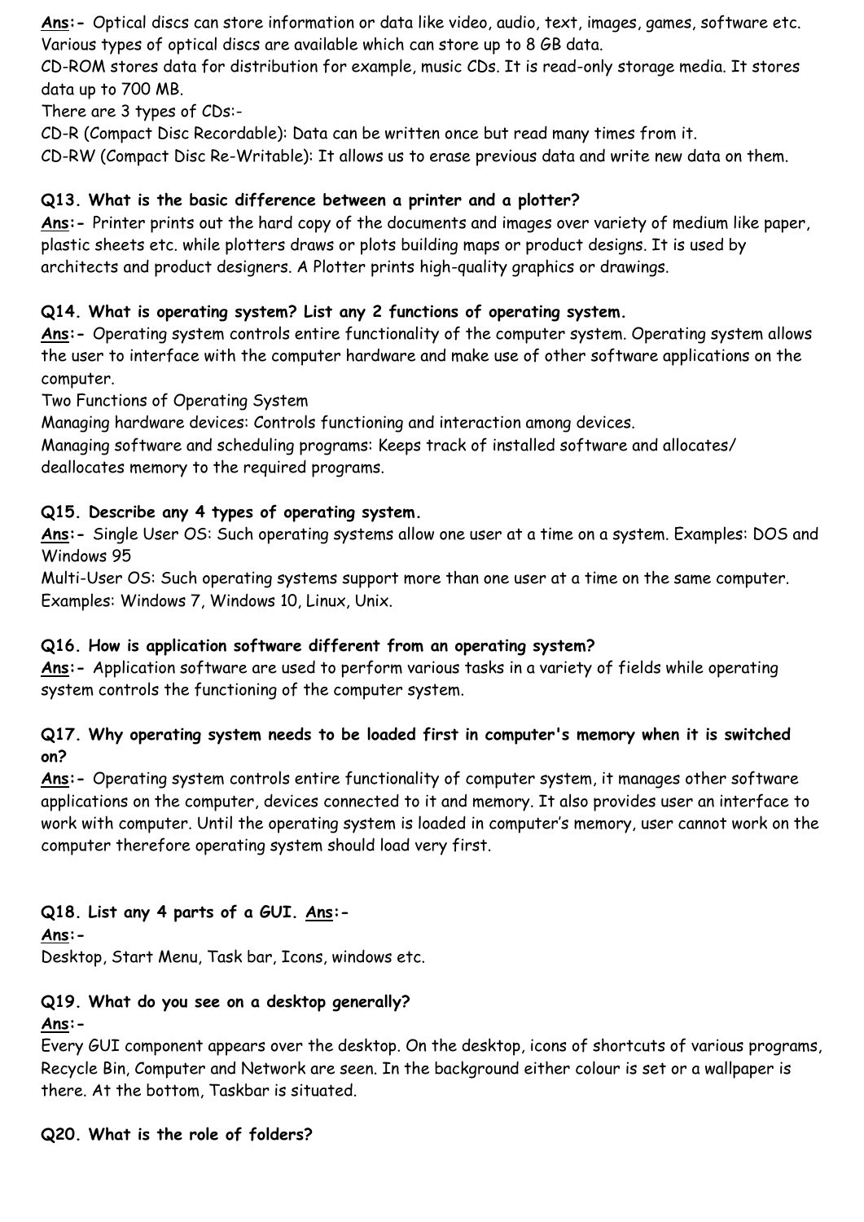**Ans:-** Optical discs can store information or data like video, audio, text, images, games, software etc. Various types of optical discs are available which can store up to 8 GB data.

CD-ROM stores data for distribution for example, music CDs. It is read-only storage media. It stores data up to 700 MB.

There are 3 types of CDs:-

CD-R (Compact Disc Recordable): Data can be written once but read many times from it.

CD-RW (Compact Disc Re-Writable): It allows us to erase previous data and write new data on them.

**Q13. What is the basic difference between a printer and a plotter?**

**Ans:-** Printer prints out the hard copy of the documents and images over variety of medium like paper, plastic sheets etc. while plotters draws or plots building maps or product designs. It is used by architects and product designers. A Plotter prints high-quality graphics or drawings.

**Q14. What is operating system? List any 2 functions of operating system.**

**Ans:-** Operating system controls entire functionality of the computer system. Operating system allows the user to interface with the computer hardware and make use of other software applications on the computer.

Two Functions of Operating System

Managing hardware devices: Controls functioning and interaction among devices.

Managing software and scheduling programs: Keeps track of installed software and allocates/ deallocates memory to the required programs.

**Q15. Describe any 4 types of operating system.**

**Ans:-** Single User OS: Such operating systems allow one user at a time on a system. Examples: DOS and Windows 95

Multi-User OS: Such operating systems support more than one user at a time on the same computer. Examples: Windows 7, Windows 10, Linux, Unix.

**Q16. How is application software different from an operating system?**

**Ans:-** Application software are used to perform various tasks in a variety of fields while operating system controls the functioning of the computer system.

**Q17. Why operating system needs to be loaded first in computer's memory when it is switched on?**

**Ans:-** Operating system controls entire functionality of computer system, it manages other software applications on the computer, devices connected to it and memory. It also provides user an interface to work with computer. Until the operating system is loaded in computer's memory, user cannot work on the computer therefore operating system should load very first.

**Q18. List any 4 parts of a GUI. Ans:-**

**Ans:-**

Desktop, Start Menu, Task bar, Icons, windows etc.

**Q19. What do you see on a desktop generally?**

**Ans:-**

Every GUI component appears over the desktop. On the desktop, icons of shortcuts of various programs, Recycle Bin, Computer and Network are seen. In the background either colour is set or a wallpaper is there. At the bottom, Taskbar is situated.

**Q20. What is the role of folders?**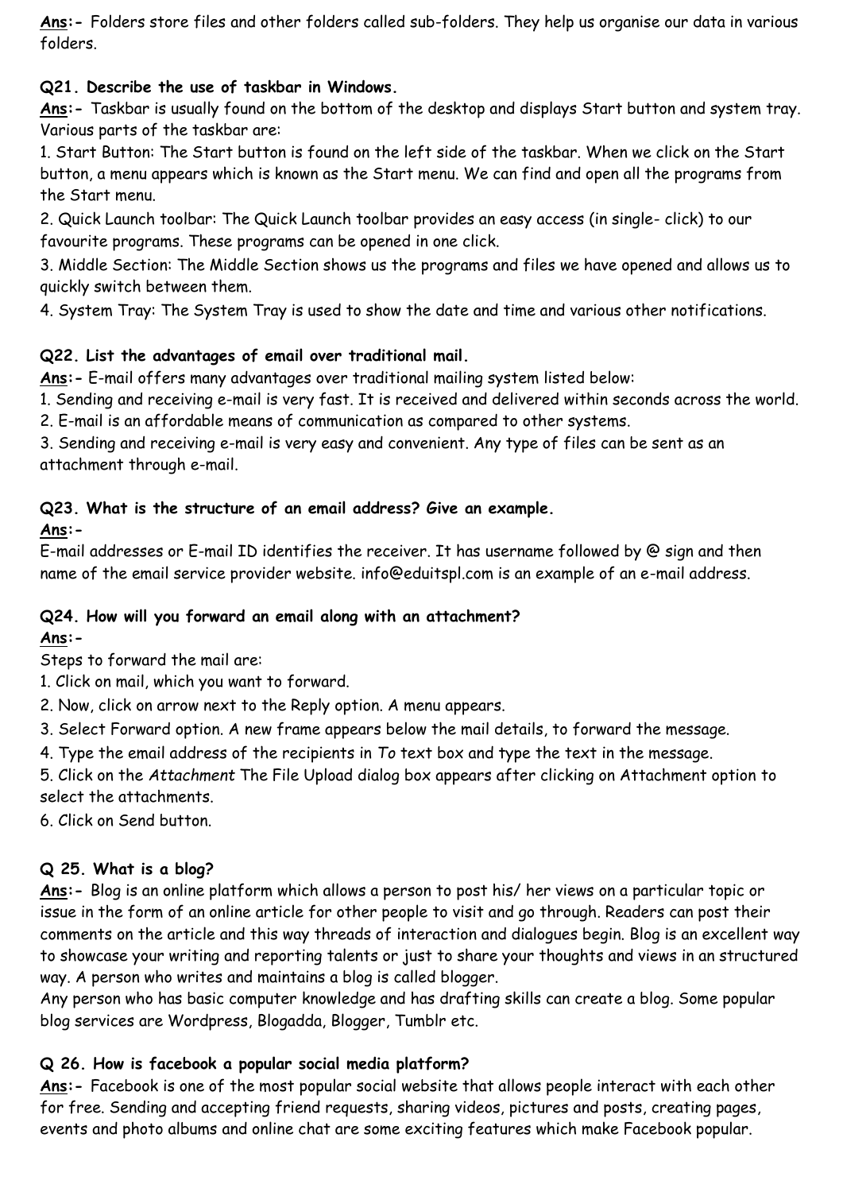**Ans:-** Folders store files and other folders called sub-folders. They help us organise our data in various folders.

**Q21. Describe the use of taskbar in Windows.**

**Ans:-** Taskbar is usually found on the bottom of the desktop and displays Start button and system tray. Various parts of the taskbar are:

1. Start Button: The Start button is found on the left side of the taskbar. When we click on the Start button, a menu appears which is known as the Start menu. We can find and open all the programs from the Start menu.
2. Quick Launch toolbar: The Quick Launch toolbar provides an easy access (in single- click) to our favourite programs. These programs can be opened in one click.
3. Middle Section: The Middle Section shows us the programs and files we have opened and allows us to quickly switch between them.
4. System Tray: The System Tray is used to show the date and time and various other notifications.

**Q22. List the advantages of email over traditional mail.**

**Ans:-** E-mail offers many advantages over traditional mailing system listed below:

1. Sending and receiving e-mail is very fast. It is received and delivered within seconds across the world.
2. E-mail is an affordable means of communication as compared to other systems.
3. Sending and receiving e-mail is very easy and convenient. Any type of files can be sent as an attachment through e-mail.

**Q23. What is the structure of an email address? Give an example.**

**Ans:-**

E-mail addresses or E-mail ID identifies the receiver. It has username followed by @ sign and then name of the email service provider website. info@eduitspl.com is an example of an e-mail address.

**Q24. How will you forward an email along with an attachment?**

**Ans:-**

Steps to forward the mail are:

1. Click on mail, which you want to forward.
2. Now, click on arrow next to the Reply option. A menu appears.
3. Select Forward option. A new frame appears below the mail details, to forward the message.
4. Type the email address of the recipients in *To* text box and type the text in the message.
5. Click on the *Attachment* The File Upload dialog box appears after clicking on Attachment option to select the attachments.
6. Click on Send button.

**Q 25. What is a blog?**

**Ans:-** Blog is an online platform which allows a person to post his/ her views on a particular topic or issue in the form of an online article for other people to visit and go through. Readers can post their comments on the article and this way threads of interaction and dialogues begin. Blog is an excellent way to showcase your writing and reporting talents or just to share your thoughts and views in an structured way. A person who writes and maintains a blog is called blogger.

Any person who has basic computer knowledge and has drafting skills can create a blog. Some popular blog services are Wordpress, Blogadda, Blogger, Tumblr etc.

**Q 26. How is facebook a popular social media platform?**

**Ans:-** Facebook is one of the most popular social website that allows people interact with each other for free. Sending and accepting friend requests, sharing videos, pictures and posts, creating pages, events and photo albums and online chat are some exciting features which make Facebook popular.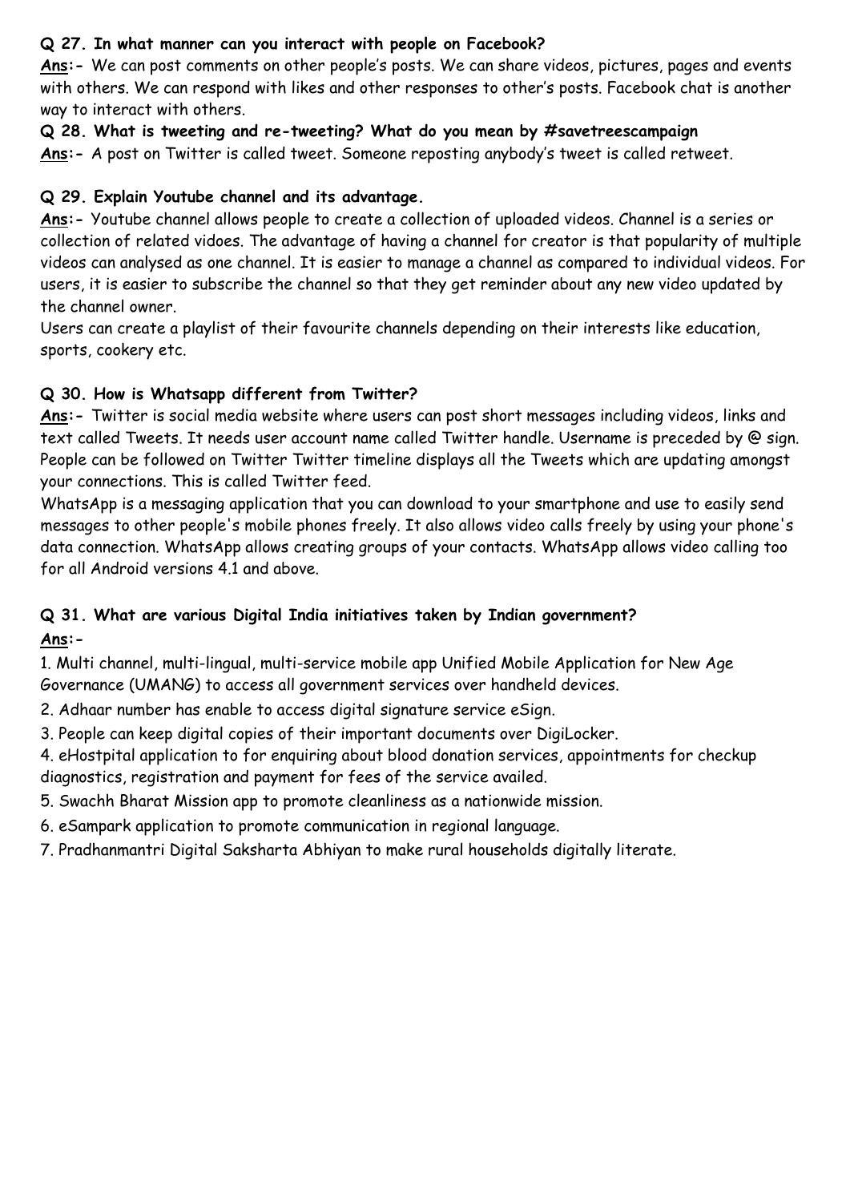**Q 27. In what manner can you interact with people on Facebook?**

**Ans:-** We can post comments on other people's posts. We can share videos, pictures, pages and events with others. We can respond with likes and other responses to other's posts. Facebook chat is another way to interact with others.

**Q 28. What is tweeting and re-tweeting? What do you mean by #savetreescampaign**

**Ans:-** A post on Twitter is called tweet. Someone reposting anybody's tweet is called retweet.

**Q 29. Explain Youtube channel and its advantage.**

**Ans:-** Youtube channel allows people to create a collection of uploaded videos. Channel is a series or collection of related vidoes. The advantage of having a channel for creator is that popularity of multiple videos can analysed as one channel. It is easier to manage a channel as compared to individual videos. For users, it is easier to subscribe the channel so that they get reminder about any new video updated by the channel owner.

Users can create a playlist of their favourite channels depending on their interests like education, sports, cookery etc.

**Q 30. How is Whatsapp different from Twitter?**

**Ans:-** Twitter is social media website where users can post short messages including videos, links and text called Tweets. It needs user account name called Twitter handle. Username is preceded by @ sign. People can be followed on Twitter Twitter timeline displays all the Tweets which are updating amongst your connections. This is called Twitter feed.

WhatsApp is a messaging application that you can download to your smartphone and use to easily send messages to other people's mobile phones freely. It also allows video calls freely by using your phone's data connection. WhatsApp allows creating groups of your contacts. WhatsApp allows video calling too for all Android versions 4.1 and above.

**Q 31. What are various Digital India initiatives taken by Indian government?**

**Ans:-**

1. Multi channel, multi-lingual, multi-service mobile app Unified Mobile Application for New Age Governance (UMANG) to access all government services over handheld devices.
2. Adhaar number has enable to access digital signature service eSign.
3. People can keep digital copies of their important documents over DigiLocker.
4. eHostpital application to for enquiring about blood donation services, appointments for checkup diagnostics, registration and payment for fees of the service availed.
5. Swachh Bharat Mission app to promote cleanliness as a nationwide mission.
6. eSampark application to promote communication in regional language.
7. Pradhanmantri Digital Saksharta Abhiyan to make rural households digitally literate.